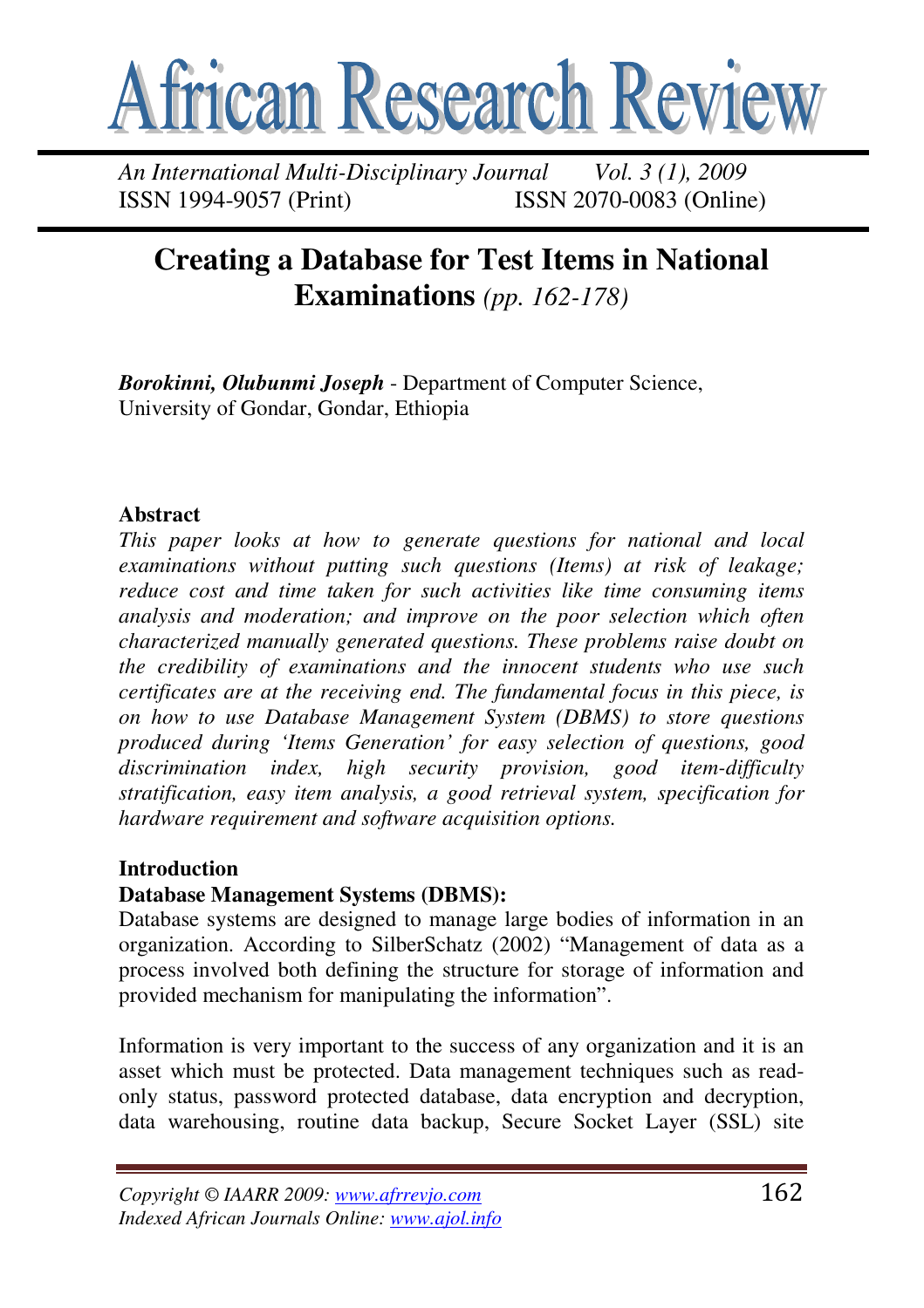# Creating a Database for Test Items in National Examinations *(pp. 162-178)*

***Borokinni, Olubunmi Joseph*** - Department of Computer Science, University of Gondar, Gondar, Ethiopia

### Abstract

*This paper looks at how to generate questions for national and local examinations without putting such questions (Items) at risk of leakage; reduce cost and time taken for such activities like time consuming items analysis and moderation; and improve on the poor selection which often characterized manually generated questions. These problems raise doubt on the credibility of examinations and the innocent students who use such certificates are at the receiving end. The fundamental focus in this piece, is on how to use Database Management System (DBMS) to store questions produced during 'Items Generation' for easy selection of questions, good discrimination index, high security provision, good item-difficulty stratification, easy item analysis, a good retrieval system, specification for hardware requirement and software acquisition options.*

### Introduction

#### Database Management Systems (DBMS):

Database systems are designed to manage large bodies of information in an organization. According to SilberSchatz (2002) "Management of data as a process involved both defining the structure for storage of information and provided mechanism for manipulating the information".

Information is very important to the success of any organization and it is an asset which must be protected. Data management techniques such as read-only status, password protected database, data encryption and decryption, data warehousing, routine data backup, Secure Socket Layer (SSL) site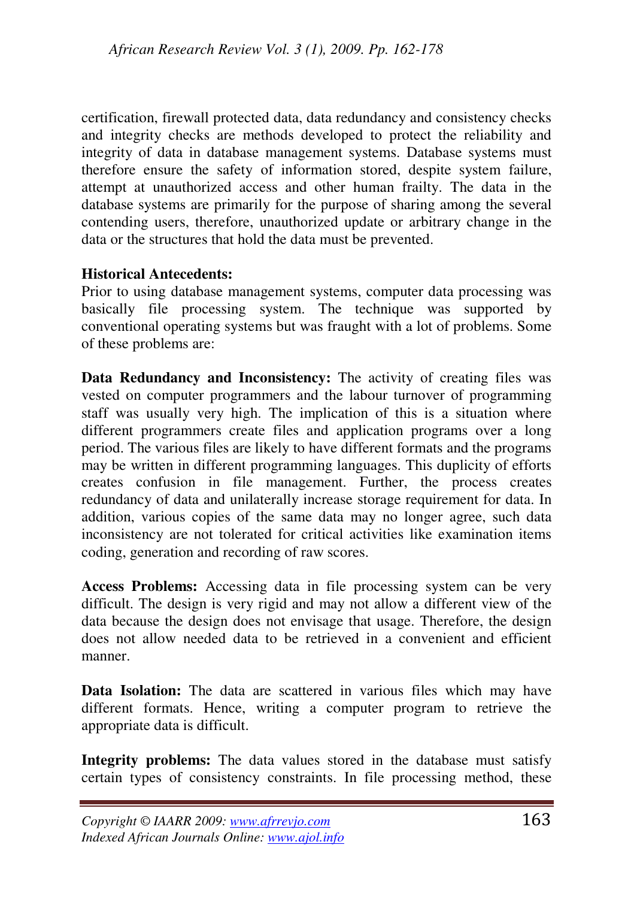certification, firewall protected data, data redundancy and consistency checks and integrity checks are methods developed to protect the reliability and integrity of data in database management systems. Database systems must therefore ensure the safety of information stored, despite system failure, attempt at unauthorized access and other human frailty. The data in the database systems are primarily for the purpose of sharing among the several contending users, therefore, unauthorized update or arbitrary change in the data or the structures that hold the data must be prevented.

**Historical Antecedents:**
Prior to using database management systems, computer data processing was basically file processing system. The technique was supported by conventional operating systems but was fraught with a lot of problems. Some of these problems are:

**Data Redundancy and Inconsistency:** The activity of creating files was vested on computer programmers and the labour turnover of programming staff was usually very high. The implication of this is a situation where different programmers create files and application programs over a long period. The various files are likely to have different formats and the programs may be written in different programming languages. This duplicity of efforts creates confusion in file management. Further, the process creates redundancy of data and unilaterally increase storage requirement for data. In addition, various copies of the same data may no longer agree, such data inconsistency are not tolerated for critical activities like examination items coding, generation and recording of raw scores.

**Access Problems:** Accessing data in file processing system can be very difficult. The design is very rigid and may not allow a different view of the data because the design does not envisage that usage. Therefore, the design does not allow needed data to be retrieved in a convenient and efficient manner.

**Data Isolation:** The data are scattered in various files which may have different formats. Hence, writing a computer program to retrieve the appropriate data is difficult.

**Integrity problems:** The data values stored in the database must satisfy certain types of consistency constraints. In file processing method, these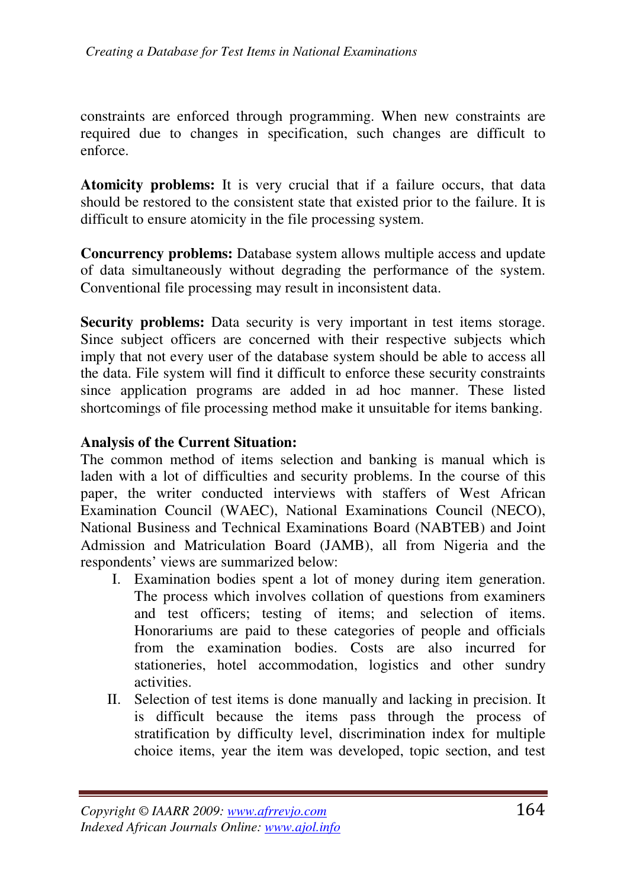constraints are enforced through programming. When new constraints are required due to changes in specification, such changes are difficult to enforce.

**Atomicity problems:** It is very crucial that if a failure occurs, that data should be restored to the consistent state that existed prior to the failure. It is difficult to ensure atomicity in the file processing system.

**Concurrency problems:** Database system allows multiple access and update of data simultaneously without degrading the performance of the system. Conventional file processing may result in inconsistent data.

**Security problems:** Data security is very important in test items storage. Since subject officers are concerned with their respective subjects which imply that not every user of the database system should be able to access all the data. File system will find it difficult to enforce these security constraints since application programs are added in ad hoc manner. These listed shortcomings of file processing method make it unsuitable for items banking.

**Analysis of the Current Situation:**

The common method of items selection and banking is manual which is laden with a lot of difficulties and security problems. In the course of this paper, the writer conducted interviews with staffers of West African Examination Council (WAEC), National Examinations Council (NECO), National Business and Technical Examinations Board (NABTEB) and Joint Admission and Matriculation Board (JAMB), all from Nigeria and the respondents' views are summarized below:

I. Examination bodies spent a lot of money during item generation. The process which involves collation of questions from examiners and test officers; testing of items; and selection of items. Honorariums are paid to these categories of people and officials from the examination bodies. Costs are also incurred for stationeries, hotel accommodation, logistics and other sundry activities.

II. Selection of test items is done manually and lacking in precision. It is difficult because the items pass through the process of stratification by difficulty level, discrimination index for multiple choice items, year the item was developed, topic section, and test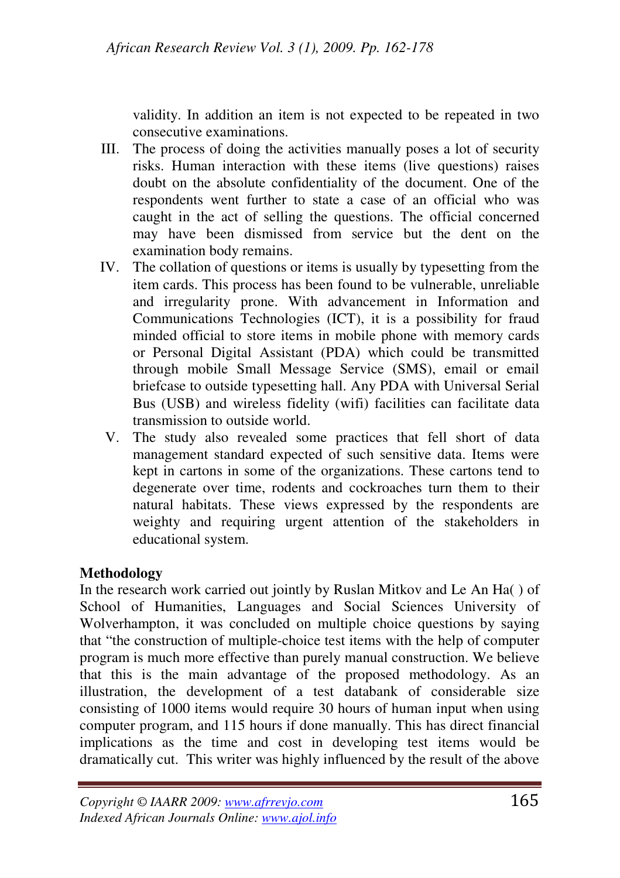validity. In addition an item is not expected to be repeated in two consecutive examinations.

III. The process of doing the activities manually poses a lot of security risks. Human interaction with these items (live questions) raises doubt on the absolute confidentiality of the document. One of the respondents went further to state a case of an official who was caught in the act of selling the questions. The official concerned may have been dismissed from service but the dent on the examination body remains.

IV. The collation of questions or items is usually by typesetting from the item cards. This process has been found to be vulnerable, unreliable and irregularity prone. With advancement in Information and Communications Technologies (ICT), it is a possibility for fraud minded official to store items in mobile phone with memory cards or Personal Digital Assistant (PDA) which could be transmitted through mobile Small Message Service (SMS), email or email briefcase to outside typesetting hall. Any PDA with Universal Serial Bus (USB) and wireless fidelity (wifi) facilities can facilitate data transmission to outside world.

V. The study also revealed some practices that fell short of data management standard expected of such sensitive data. Items were kept in cartons in some of the organizations. These cartons tend to degenerate over time, rodents and cockroaches turn them to their natural habitats. These views expressed by the respondents are weighty and requiring urgent attention of the stakeholders in educational system.

**Methodology**

In the research work carried out jointly by Ruslan Mitkov and Le An Ha( ) of School of Humanities, Languages and Social Sciences University of Wolverhampton, it was concluded on multiple choice questions by saying that "the construction of multiple-choice test items with the help of computer program is much more effective than purely manual construction. We believe that this is the main advantage of the proposed methodology. As an illustration, the development of a test databank of considerable size consisting of 1000 items would require 30 hours of human input when using computer program, and 115 hours if done manually. This has direct financial implications as the time and cost in developing test items would be dramatically cut. This writer was highly influenced by the result of the above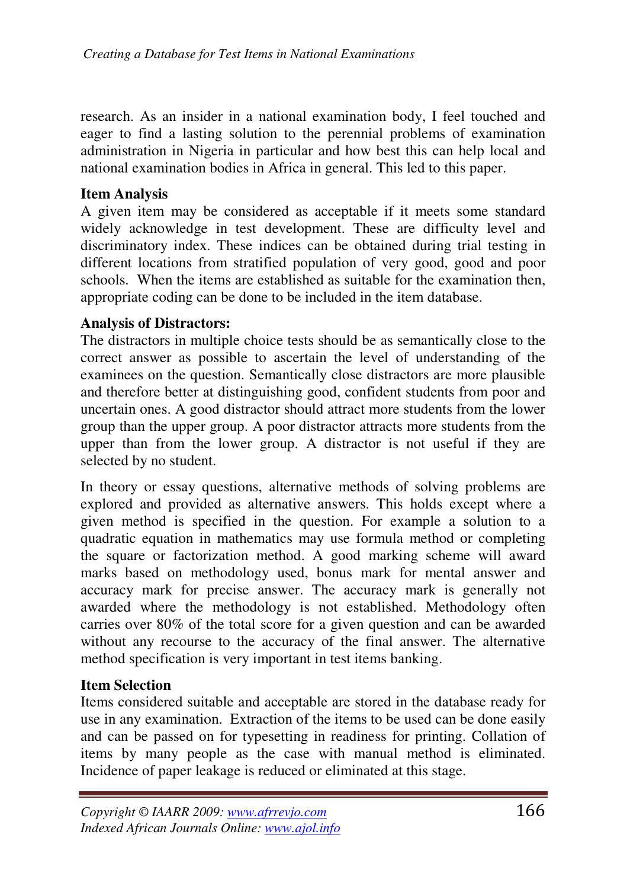research. As an insider in a national examination body, I feel touched and eager to find a lasting solution to the perennial problems of examination administration in Nigeria in particular and how best this can help local and national examination bodies in Africa in general. This led to this paper.

**Item Analysis**

A given item may be considered as acceptable if it meets some standard widely acknowledge in test development. These are difficulty level and discriminatory index. These indices can be obtained during trial testing in different locations from stratified population of very good, good and poor schools. When the items are established as suitable for the examination then, appropriate coding can be done to be included in the item database.

**Analysis of Distractors:**

The distractors in multiple choice tests should be as semantically close to the correct answer as possible to ascertain the level of understanding of the examinees on the question. Semantically close distractors are more plausible and therefore better at distinguishing good, confident students from poor and uncertain ones. A good distractor should attract more students from the lower group than the upper group. A poor distractor attracts more students from the upper than from the lower group. A distractor is not useful if they are selected by no student.

In theory or essay questions, alternative methods of solving problems are explored and provided as alternative answers. This holds except where a given method is specified in the question. For example a solution to a quadratic equation in mathematics may use formula method or completing the square or factorization method. A good marking scheme will award marks based on methodology used, bonus mark for mental answer and accuracy mark for precise answer. The accuracy mark is generally not awarded where the methodology is not established. Methodology often carries over 80% of the total score for a given question and can be awarded without any recourse to the accuracy of the final answer. The alternative method specification is very important in test items banking.

**Item Selection**

Items considered suitable and acceptable are stored in the database ready for use in any examination. Extraction of the items to be used can be done easily and can be passed on for typesetting in readiness for printing. Collation of items by many people as the case with manual method is eliminated. Incidence of paper leakage is reduced or eliminated at this stage.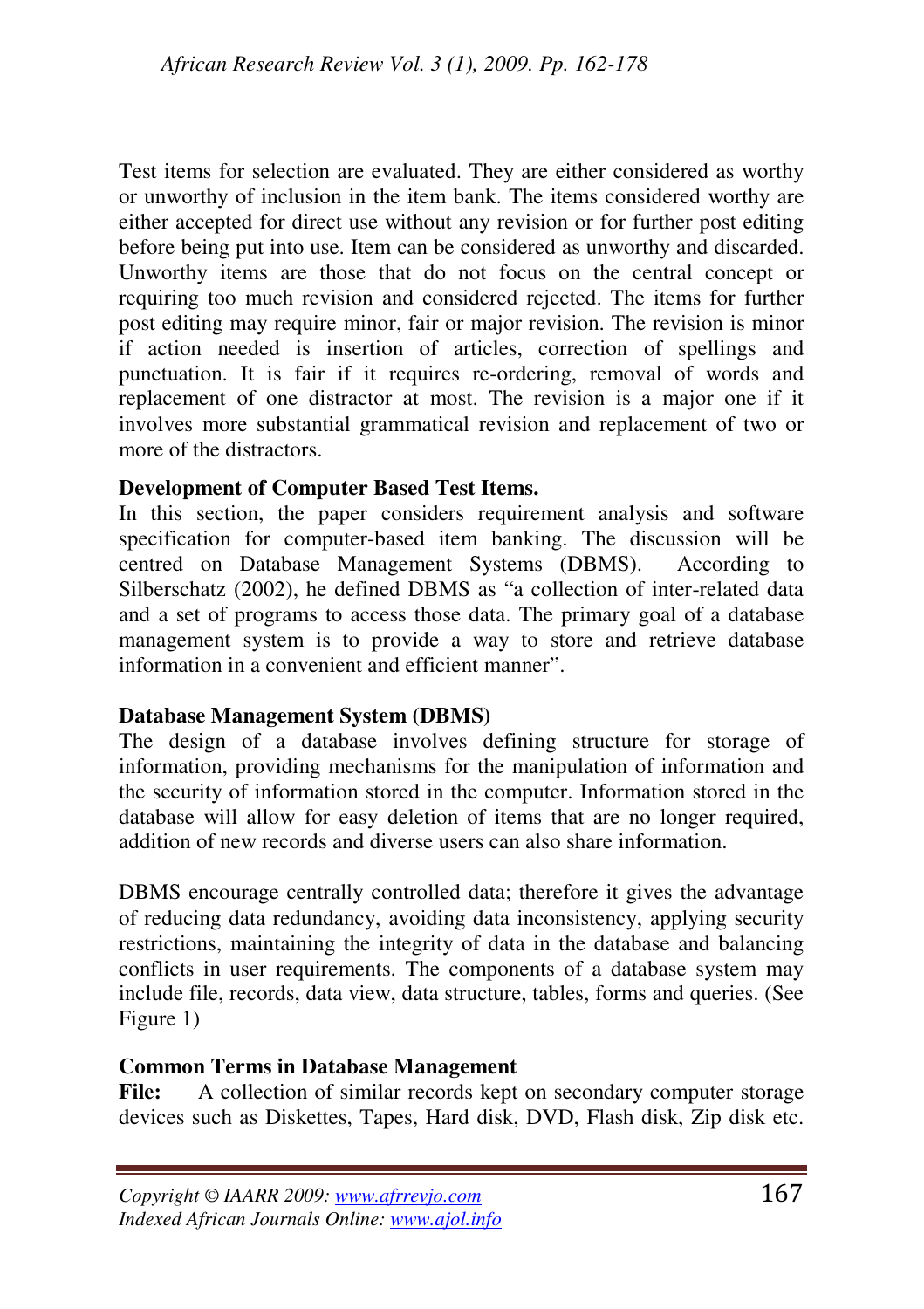Test items for selection are evaluated. They are either considered as worthy or unworthy of inclusion in the item bank. The items considered worthy are either accepted for direct use without any revision or for further post editing before being put into use. Item can be considered as unworthy and discarded. Unworthy items are those that do not focus on the central concept or requiring too much revision and considered rejected. The items for further post editing may require minor, fair or major revision. The revision is minor if action needed is insertion of articles, correction of spellings and punctuation. It is fair if it requires re-ordering, removal of words and replacement of one distractor at most. The revision is a major one if it involves more substantial grammatical revision and replacement of two or more of the distractors.

**Development of Computer Based Test Items.**

In this section, the paper considers requirement analysis and software specification for computer-based item banking. The discussion will be centred on Database Management Systems (DBMS). According to Silberschatz (2002), he defined DBMS as "a collection of inter-related data and a set of programs to access those data. The primary goal of a database management system is to provide a way to store and retrieve database information in a convenient and efficient manner".

**Database Management System (DBMS)**

The design of a database involves defining structure for storage of information, providing mechanisms for the manipulation of information and the security of information stored in the computer. Information stored in the database will allow for easy deletion of items that are no longer required, addition of new records and diverse users can also share information.

DBMS encourage centrally controlled data; therefore it gives the advantage of reducing data redundancy, avoiding data inconsistency, applying security restrictions, maintaining the integrity of data in the database and balancing conflicts in user requirements. The components of a database system may include file, records, data view, data structure, tables, forms and queries. (See Figure 1)

**Common Terms in Database Management**

**File:** A collection of similar records kept on secondary computer storage devices such as Diskettes, Tapes, Hard disk, DVD, Flash disk, Zip disk etc.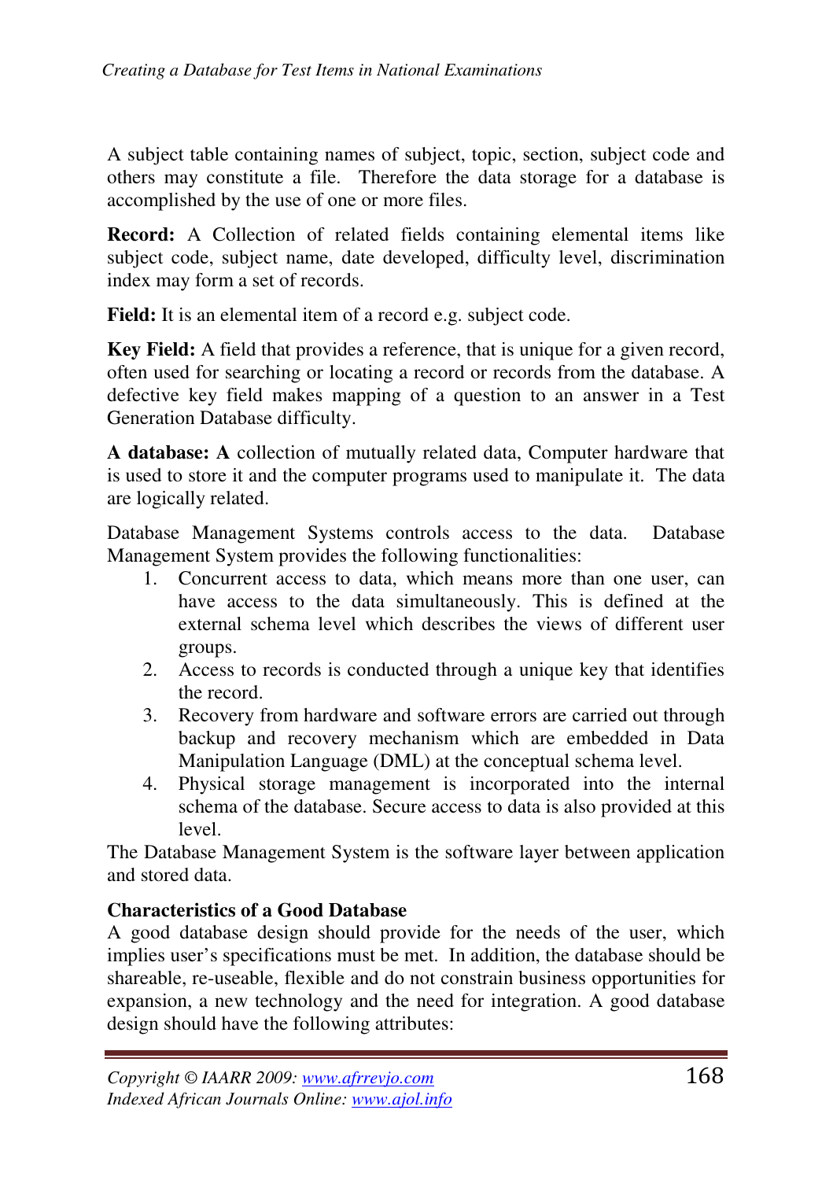A subject table containing names of subject, topic, section, subject code and others may constitute a file. Therefore the data storage for a database is accomplished by the use of one or more files.

**Record:** A Collection of related fields containing elemental items like subject code, subject name, date developed, difficulty level, discrimination index may form a set of records.

**Field:** It is an elemental item of a record e.g. subject code.

**Key Field:** A field that provides a reference, that is unique for a given record, often used for searching or locating a record or records from the database. A defective key field makes mapping of a question to an answer in a Test Generation Database difficulty.

**A database: A** collection of mutually related data, Computer hardware that is used to store it and the computer programs used to manipulate it. The data are logically related.

Database Management Systems controls access to the data. Database Management System provides the following functionalities:

1. Concurrent access to data, which means more than one user, can have access to the data simultaneously. This is defined at the external schema level which describes the views of different user groups.
2. Access to records is conducted through a unique key that identifies the record.
3. Recovery from hardware and software errors are carried out through backup and recovery mechanism which are embedded in Data Manipulation Language (DML) at the conceptual schema level.
4. Physical storage management is incorporated into the internal schema of the database. Secure access to data is also provided at this level.

The Database Management System is the software layer between application and stored data.

**Characteristics of a Good Database**

A good database design should provide for the needs of the user, which implies user's specifications must be met. In addition, the database should be shareable, re-useable, flexible and do not constrain business opportunities for expansion, a new technology and the need for integration. A good database design should have the following attributes: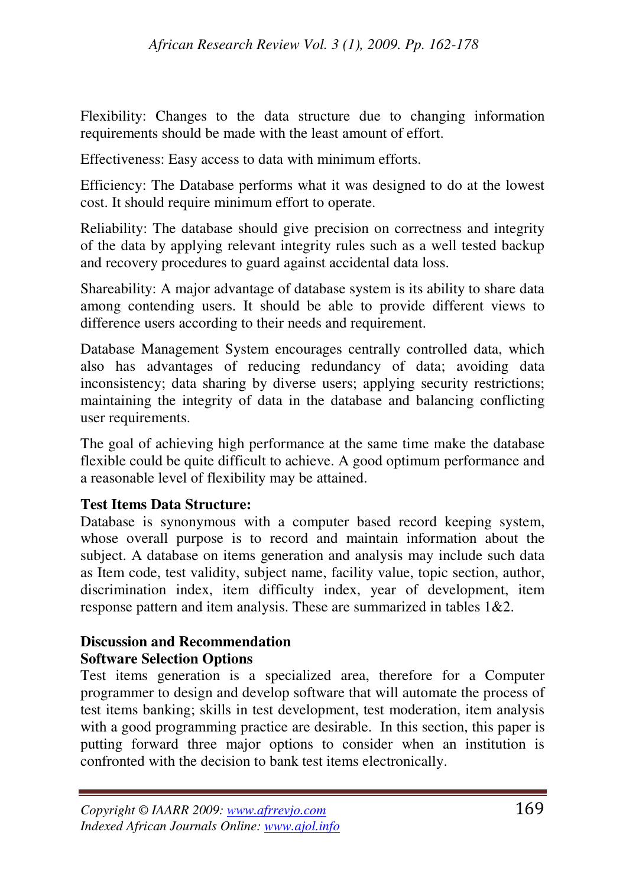Flexibility: Changes to the data structure due to changing information requirements should be made with the least amount of effort.

Effectiveness: Easy access to data with minimum efforts.

Efficiency: The Database performs what it was designed to do at the lowest cost. It should require minimum effort to operate.

Reliability: The database should give precision on correctness and integrity of the data by applying relevant integrity rules such as a well tested backup and recovery procedures to guard against accidental data loss.

Shareability: A major advantage of database system is its ability to share data among contending users. It should be able to provide different views to difference users according to their needs and requirement.

Database Management System encourages centrally controlled data, which also has advantages of reducing redundancy of data; avoiding data inconsistency; data sharing by diverse users; applying security restrictions; maintaining the integrity of data in the database and balancing conflicting user requirements.

The goal of achieving high performance at the same time make the database flexible could be quite difficult to achieve. A good optimum performance and a reasonable level of flexibility may be attained.

**Test Items Data Structure:**
Database is synonymous with a computer based record keeping system, whose overall purpose is to record and maintain information about the subject. A database on items generation and analysis may include such data as Item code, test validity, subject name, facility value, topic section, author, discrimination index, item difficulty index, year of development, item response pattern and item analysis. These are summarized in tables 1&2.

## Discussion and Recommendation

### Software Selection Options

Test items generation is a specialized area, therefore for a Computer programmer to design and develop software that will automate the process of test items banking; skills in test development, test moderation, item analysis with a good programming practice are desirable. In this section, this paper is putting forward three major options to consider when an institution is confronted with the decision to bank test items electronically.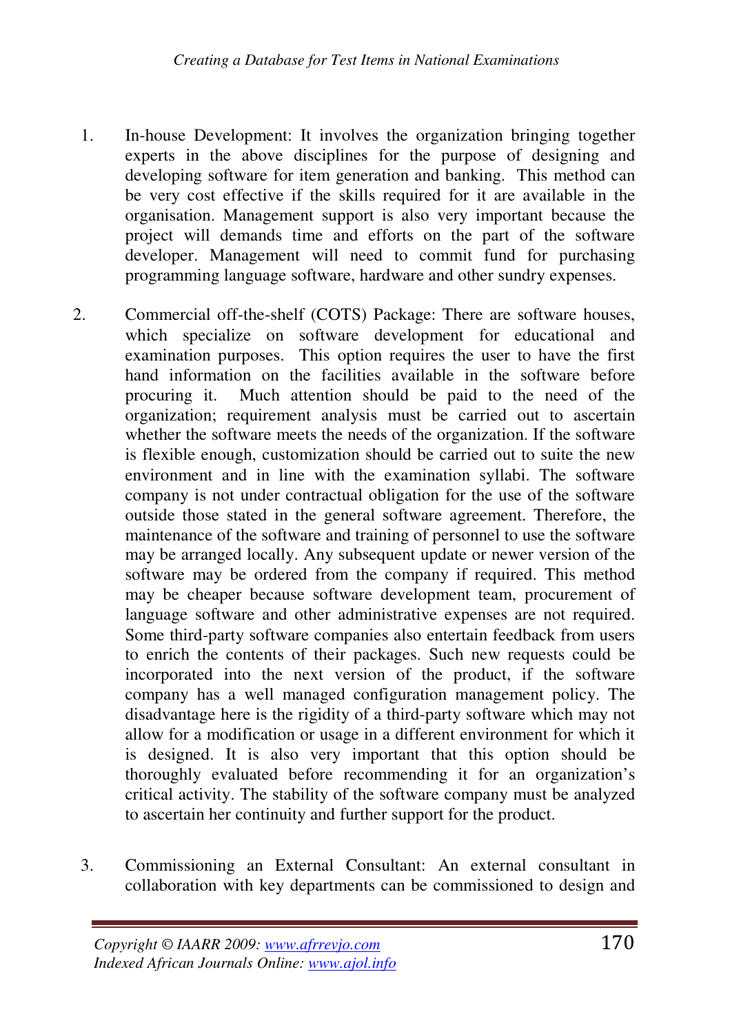1. In-house Development: It involves the organization bringing together experts in the above disciplines for the purpose of designing and developing software for item generation and banking. This method can be very cost effective if the skills required for it are available in the organisation. Management support is also very important because the project will demands time and efforts on the part of the software developer. Management will need to commit fund for purchasing programming language software, hardware and other sundry expenses.

2. Commercial off-the-shelf (COTS) Package: There are software houses, which specialize on software development for educational and examination purposes. This option requires the user to have the first hand information on the facilities available in the software before procuring it. Much attention should be paid to the need of the organization; requirement analysis must be carried out to ascertain whether the software meets the needs of the organization. If the software is flexible enough, customization should be carried out to suite the new environment and in line with the examination syllabi. The software company is not under contractual obligation for the use of the software outside those stated in the general software agreement. Therefore, the maintenance of the software and training of personnel to use the software may be arranged locally. Any subsequent update or newer version of the software may be ordered from the company if required. This method may be cheaper because software development team, procurement of language software and other administrative expenses are not required. Some third-party software companies also entertain feedback from users to enrich the contents of their packages. Such new requests could be incorporated into the next version of the product, if the software company has a well managed configuration management policy. The disadvantage here is the rigidity of a third-party software which may not allow for a modification or usage in a different environment for which it is designed. It is also very important that this option should be thoroughly evaluated before recommending it for an organization's critical activity. The stability of the software company must be analyzed to ascertain her continuity and further support for the product.

3. Commissioning an External Consultant: An external consultant in collaboration with key departments can be commissioned to design and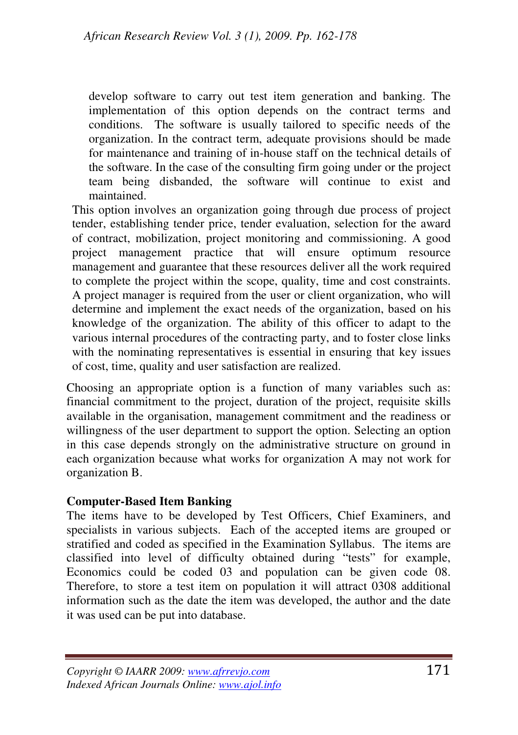develop software to carry out test item generation and banking. The implementation of this option depends on the contract terms and conditions. The software is usually tailored to specific needs of the organization. In the contract term, adequate provisions should be made for maintenance and training of in-house staff on the technical details of the software. In the case of the consulting firm going under or the project team being disbanded, the software will continue to exist and maintained.

This option involves an organization going through due process of project tender, establishing tender price, tender evaluation, selection for the award of contract, mobilization, project monitoring and commissioning. A good project management practice that will ensure optimum resource management and guarantee that these resources deliver all the work required to complete the project within the scope, quality, time and cost constraints. A project manager is required from the user or client organization, who will determine and implement the exact needs of the organization, based on his knowledge of the organization. The ability of this officer to adapt to the various internal procedures of the contracting party, and to foster close links with the nominating representatives is essential in ensuring that key issues of cost, time, quality and user satisfaction are realized.

Choosing an appropriate option is a function of many variables such as: financial commitment to the project, duration of the project, requisite skills available in the organisation, management commitment and the readiness or willingness of the user department to support the option. Selecting an option in this case depends strongly on the administrative structure on ground in each organization because what works for organization A may not work for organization B.

**Computer-Based Item Banking**

The items have to be developed by Test Officers, Chief Examiners, and specialists in various subjects. Each of the accepted items are grouped or stratified and coded as specified in the Examination Syllabus. The items are classified into level of difficulty obtained during "tests" for example, Economics could be coded 03 and population can be given code 08. Therefore, to store a test item on population it will attract 0308 additional information such as the date the item was developed, the author and the date it was used can be put into database.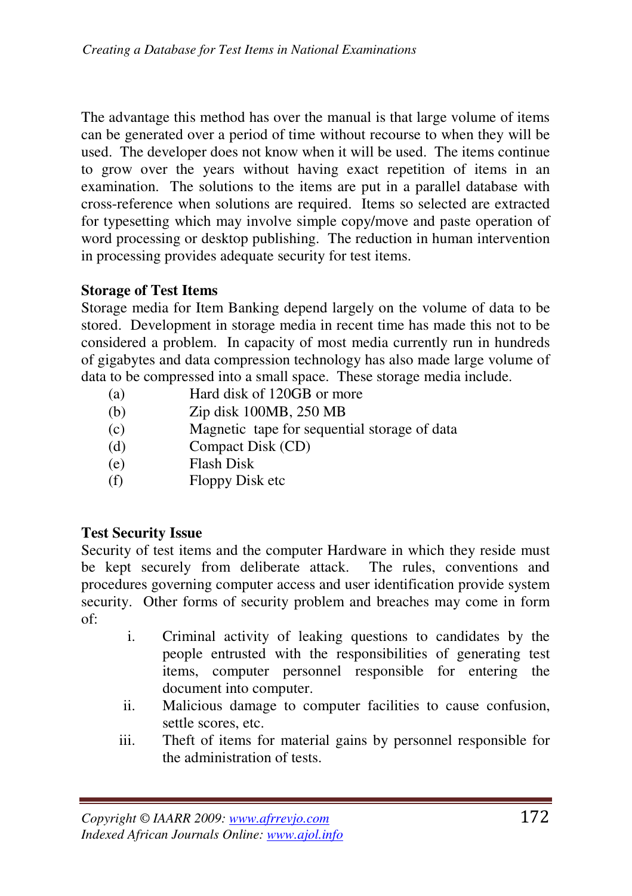The advantage this method has over the manual is that large volume of items can be generated over a period of time without recourse to when they will be used. The developer does not know when it will be used. The items continue to grow over the years without having exact repetition of items in an examination. The solutions to the items are put in a parallel database with cross-reference when solutions are required. Items so selected are extracted for typesetting which may involve simple copy/move and paste operation of word processing or desktop publishing. The reduction in human intervention in processing provides adequate security for test items.

**Storage of Test Items**

Storage media for Item Banking depend largely on the volume of data to be stored. Development in storage media in recent time has made this not to be considered a problem. In capacity of most media currently run in hundreds of gigabytes and data compression technology has also made large volume of data to be compressed into a small space. These storage media include.

(a) Hard disk of 120GB or more

(b) Zip disk 100MB, 250 MB

(c) Magnetic tape for sequential storage of data

(d) Compact Disk (CD)

(e) Flash Disk

(f) Floppy Disk etc

**Test Security Issue**

Security of test items and the computer Hardware in which they reside must be kept securely from deliberate attack. The rules, conventions and procedures governing computer access and user identification provide system security. Other forms of security problem and breaches may come in form of:

i. Criminal activity of leaking questions to candidates by the people entrusted with the responsibilities of generating test items, computer personnel responsible for entering the document into computer.

ii. Malicious damage to computer facilities to cause confusion, settle scores, etc.

iii. Theft of items for material gains by personnel responsible for the administration of tests.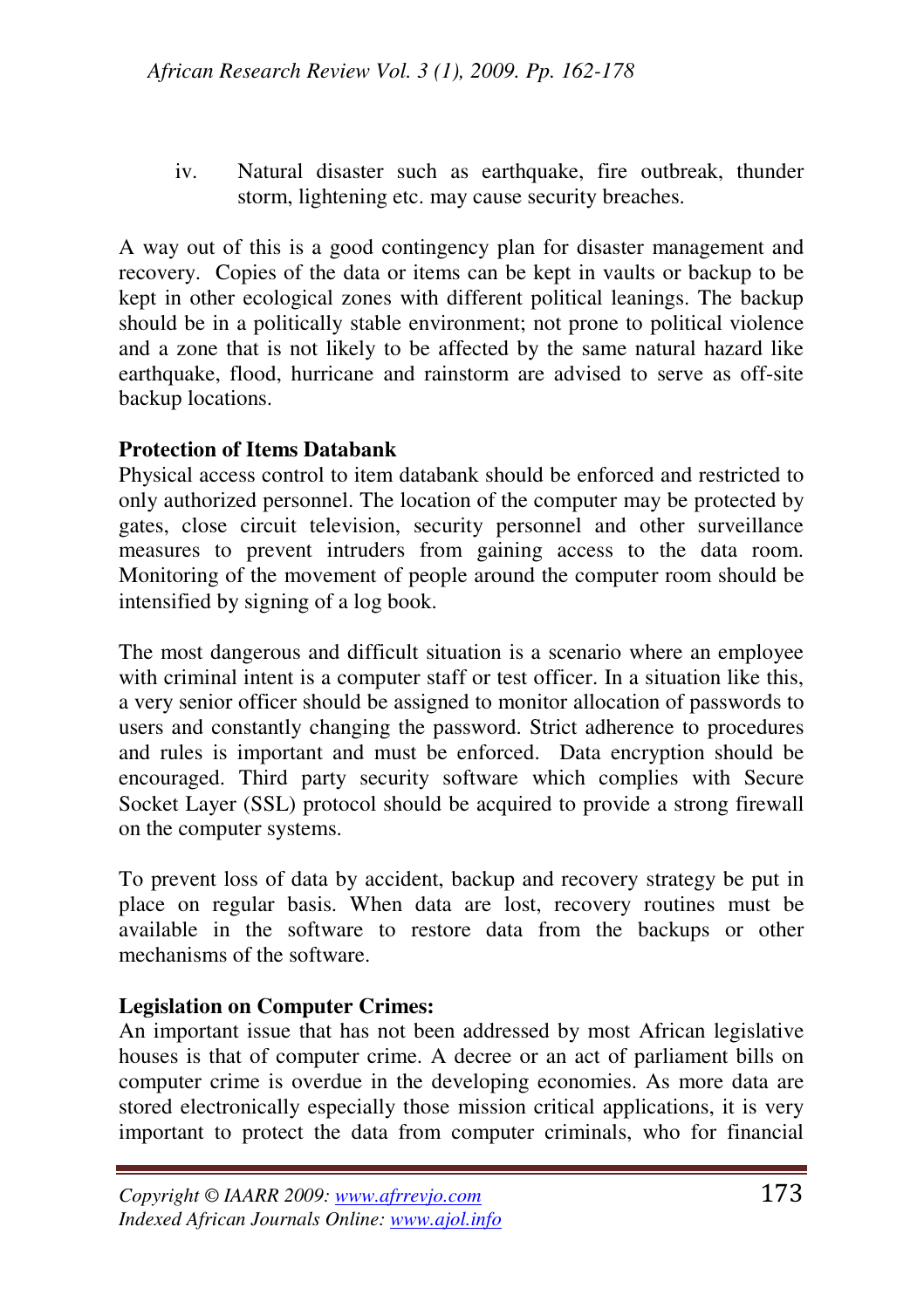iv. Natural disaster such as earthquake, fire outbreak, thunder storm, lightening etc. may cause security breaches.

A way out of this is a good contingency plan for disaster management and recovery. Copies of the data or items can be kept in vaults or backup to be kept in other ecological zones with different political leanings. The backup should be in a politically stable environment; not prone to political violence and a zone that is not likely to be affected by the same natural hazard like earthquake, flood, hurricane and rainstorm are advised to serve as off-site backup locations.

**Protection of Items Databank**

Physical access control to item databank should be enforced and restricted to only authorized personnel. The location of the computer may be protected by gates, close circuit television, security personnel and other surveillance measures to prevent intruders from gaining access to the data room. Monitoring of the movement of people around the computer room should be intensified by signing of a log book.

The most dangerous and difficult situation is a scenario where an employee with criminal intent is a computer staff or test officer. In a situation like this, a very senior officer should be assigned to monitor allocation of passwords to users and constantly changing the password. Strict adherence to procedures and rules is important and must be enforced. Data encryption should be encouraged. Third party security software which complies with Secure Socket Layer (SSL) protocol should be acquired to provide a strong firewall on the computer systems.

To prevent loss of data by accident, backup and recovery strategy be put in place on regular basis. When data are lost, recovery routines must be available in the software to restore data from the backups or other mechanisms of the software.

**Legislation on Computer Crimes:**

An important issue that has not been addressed by most African legislative houses is that of computer crime. A decree or an act of parliament bills on computer crime is overdue in the developing economies. As more data are stored electronically especially those mission critical applications, it is very important to protect the data from computer criminals, who for financial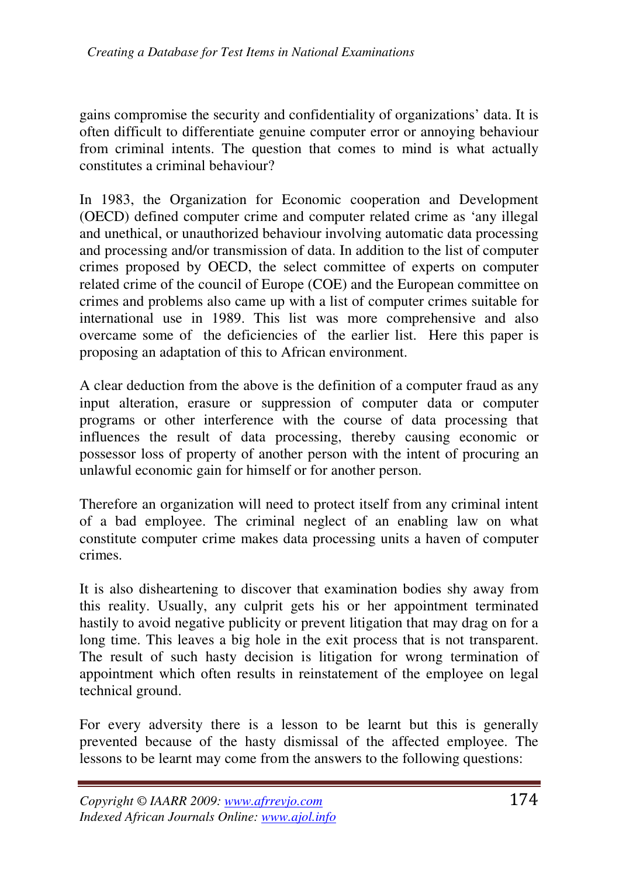gains compromise the security and confidentiality of organizations' data. It is often difficult to differentiate genuine computer error or annoying behaviour from criminal intents. The question that comes to mind is what actually constitutes a criminal behaviour?

In 1983, the Organization for Economic cooperation and Development (OECD) defined computer crime and computer related crime as 'any illegal and unethical, or unauthorized behaviour involving automatic data processing and processing and/or transmission of data. In addition to the list of computer crimes proposed by OECD, the select committee of experts on computer related crime of the council of Europe (COE) and the European committee on crimes and problems also came up with a list of computer crimes suitable for international use in 1989. This list was more comprehensive and also overcame some of the deficiencies of the earlier list. Here this paper is proposing an adaptation of this to African environment.

A clear deduction from the above is the definition of a computer fraud as any input alteration, erasure or suppression of computer data or computer programs or other interference with the course of data processing that influences the result of data processing, thereby causing economic or possessor loss of property of another person with the intent of procuring an unlawful economic gain for himself or for another person.

Therefore an organization will need to protect itself from any criminal intent of a bad employee. The criminal neglect of an enabling law on what constitute computer crime makes data processing units a haven of computer crimes.

It is also disheartening to discover that examination bodies shy away from this reality. Usually, any culprit gets his or her appointment terminated hastily to avoid negative publicity or prevent litigation that may drag on for a long time. This leaves a big hole in the exit process that is not transparent. The result of such hasty decision is litigation for wrong termination of appointment which often results in reinstatement of the employee on legal technical ground.

For every adversity there is a lesson to be learnt but this is generally prevented because of the hasty dismissal of the affected employee. The lessons to be learnt may come from the answers to the following questions: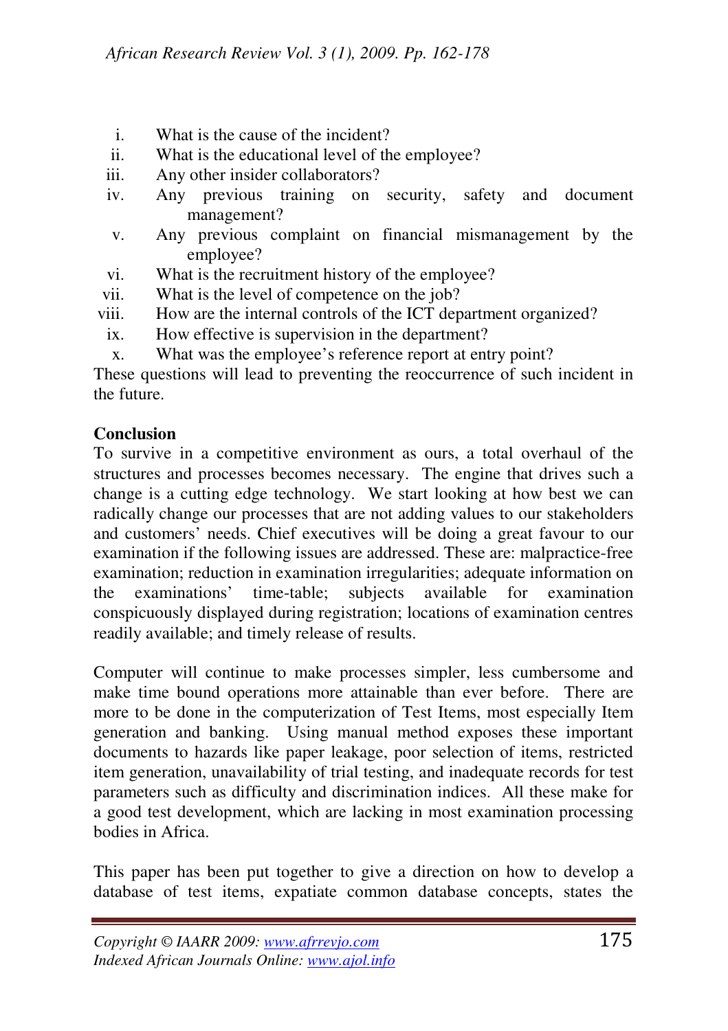1. What is the cause of the incident?
2. What is the educational level of the employee?
3. Any other insider collaborators?
4. Any previous training on security, safety and document management?
5. Any previous complaint on financial mismanagement by the employee?
6. What is the recruitment history of the employee?
7. What is the level of competence on the job?
8. How are the internal controls of the ICT department organized?
9. How effective is supervision in the department?
10. What was the employee's reference report at entry point?

These questions will lead to preventing the reoccurrence of such incident in the future.

**Conclusion**

To survive in a competitive environment as ours, a total overhaul of the structures and processes becomes necessary. The engine that drives such a change is a cutting edge technology. We start looking at how best we can radically change our processes that are not adding values to our stakeholders and customers' needs. Chief executives will be doing a great favour to our examination if the following issues are addressed. These are: malpractice-free examination; reduction in examination irregularities; adequate information on the examinations' time-table; subjects available for examination conspicuously displayed during registration; locations of examination centres readily available; and timely release of results.

Computer will continue to make processes simpler, less cumbersome and make time bound operations more attainable than ever before. There are more to be done in the computerization of Test Items, most especially Item generation and banking. Using manual method exposes these important documents to hazards like paper leakage, poor selection of items, restricted item generation, unavailability of trial testing, and inadequate records for test parameters such as difficulty and discrimination indices. All these make for a good test development, which are lacking in most examination processing bodies in Africa.

This paper has been put together to give a direction on how to develop a database of test items, expatiate common database concepts, states the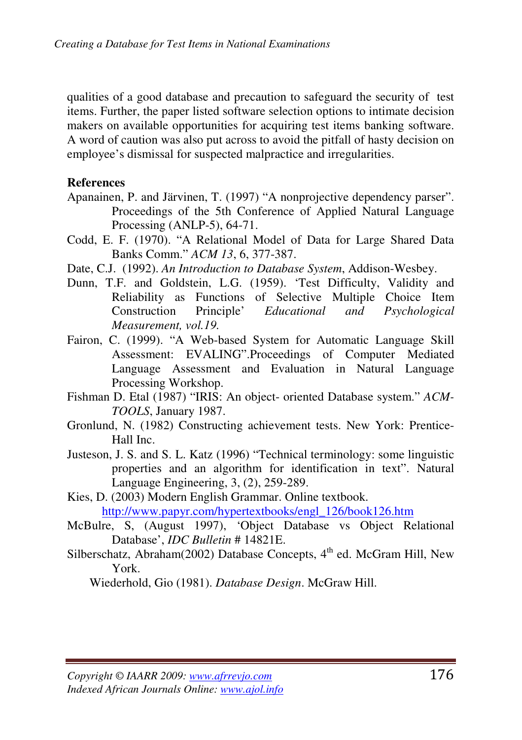qualities of a good database and precaution to safeguard the security of test items. Further, the paper listed software selection options to intimate decision makers on available opportunities for acquiring test items banking software. A word of caution was also put across to avoid the pitfall of hasty decision on employee's dismissal for suspected malpractice and irregularities.

**References**

Apanainen, P. and Järvinen, T. (1997) "A nonprojective dependency parser". Proceedings of the 5th Conference of Applied Natural Language Processing (ANLP-5), 64-71.

Codd, E. F. (1970). "A Relational Model of Data for Large Shared Data Banks Comm." *ACM 13*, 6, 377-387.

Date, C.J. (1992). *An Introduction to Database System*, Addison-Wesbey.

Dunn, T.F. and Goldstein, L.G. (1959). 'Test Difficulty, Validity and Reliability as Functions of Selective Multiple Choice Item Construction Principle' *Educational and Psychological Measurement, vol.19.*

Fairon, C. (1999). "A Web-based System for Automatic Language Skill Assessment: EVALING".Proceedings of Computer Mediated Language Assessment and Evaluation in Natural Language Processing Workshop.

Fishman D. Etal (1987) "IRIS: An object- oriented Database system." *ACM-TOOLS*, January 1987.

Gronlund, N. (1982) Constructing achievement tests. New York: Prentice-Hall Inc.

Justeson, J. S. and S. L. Katz (1996) "Technical terminology: some linguistic properties and an algorithm for identification in text". Natural Language Engineering, 3, (2), 259-289.

Kies, D. (2003) Modern English Grammar. Online textbook. http://www.papyr.com/hypertextbooks/engl_126/book126.htm

McBulre, S, (August 1997), 'Object Database vs Object Relational Database', *IDC Bulletin* # 14821E.

Silberschatz, Abraham(2002) Database Concepts, 4th ed. McGram Hill, New York.

Wiederhold, Gio (1981). *Database Design*. McGraw Hill.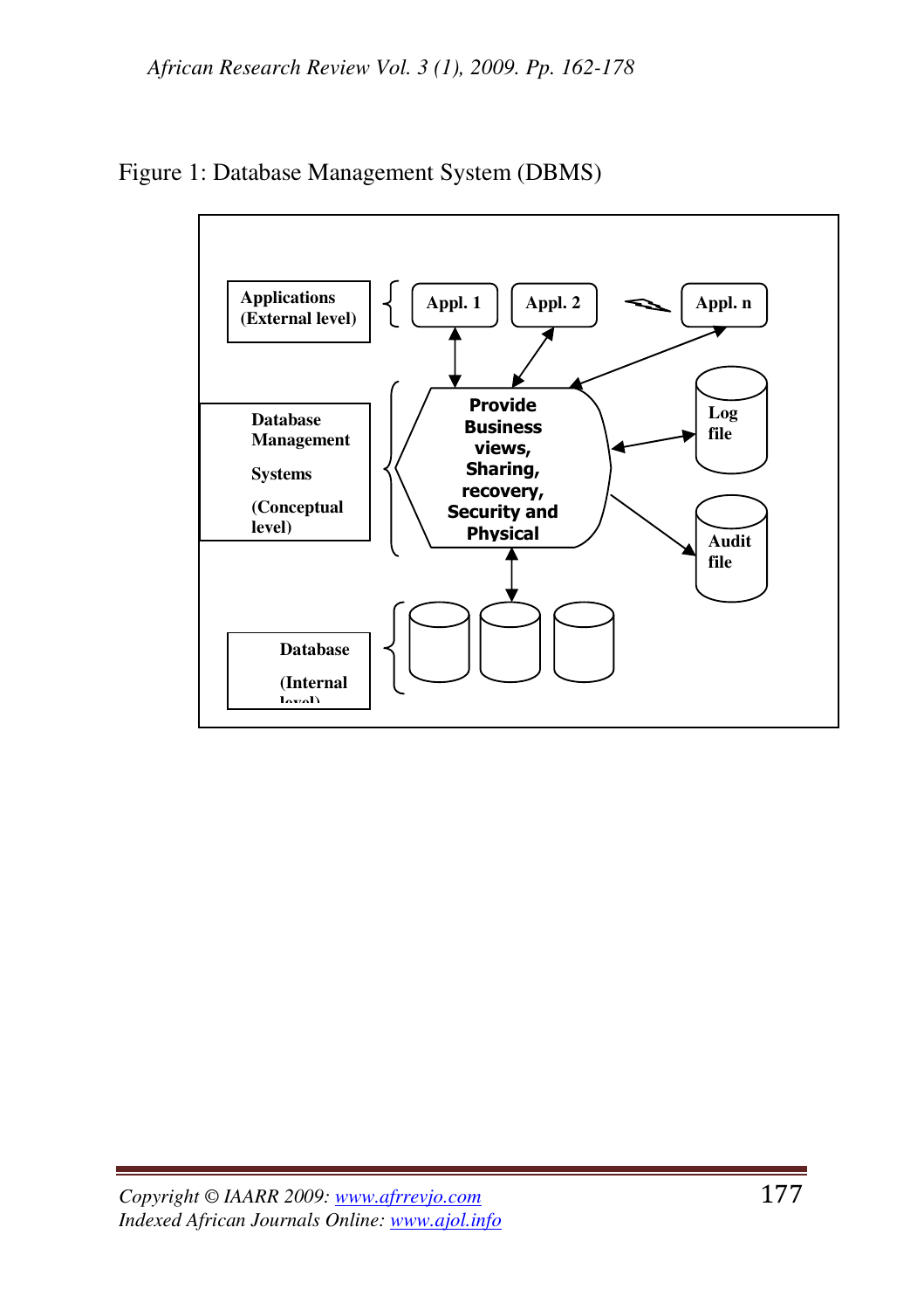Figure 1: Database Management System (DBMS)

Applications (External level)

Appl. 1 | Appl. 2 | Appl. n

Database Management Systems (Conceptual level)

Provide Business views, Sharing, recovery, Security and Physical

Log file

Audit file

Database (Internal level)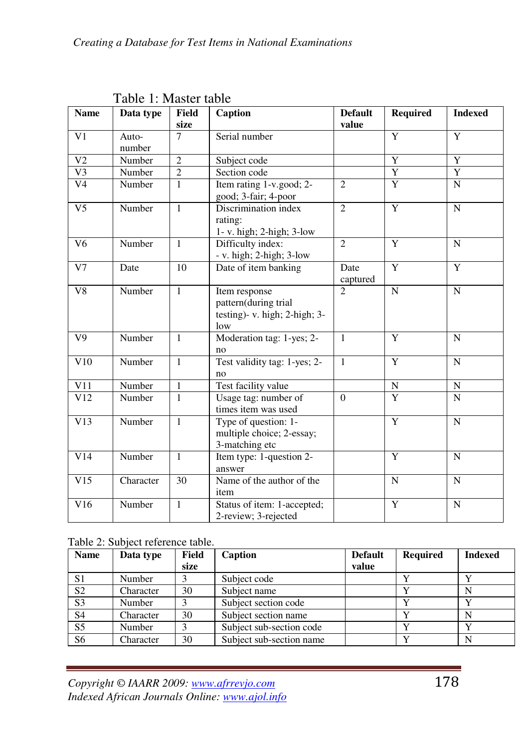Table 1: Master table

| Name | Data type | Field size | Caption | Default value | Required | Indexed |
|---|---|---|---|---|---|---|
| V1 | Auto-number | 7 | Serial number | | Y | Y |
| V2 | Number | 2 | Subject code | | Y | Y |
| V3 | Number | 2 | Section code | | Y | Y |
| V4 | Number | 1 | Item rating 1-v.good; 2-good; 3-fair; 4-poor | 2 | Y | N |
| V5 | Number | 1 | Discrimination index rating: 1- v. high; 2-high; 3-low | 2 | Y | N |
| V6 | Number | 1 | Difficulty index: - v. high; 2-high; 3-low | 2 | Y | N |
| V7 | Date | 10 | Date of item banking | Date captured | Y | Y |
| V8 | Number | 1 | Item response pattern(during trial testing)- v. high; 2-high; 3-low | 2 | N | N |
| V9 | Number | 1 | Moderation tag: 1-yes; 2-no | 1 | Y | N |
| V10 | Number | 1 | Test validity tag: 1-yes; 2-no | 1 | Y | N |
| V11 | Number | 1 | Test facility value | | N | N |
| V12 | Number | 1 | Usage tag: number of times item was used | 0 | Y | N |
| V13 | Number | 1 | Type of question: 1-multiple choice; 2-essay; 3-matching etc | | Y | N |
| V14 | Number | 1 | Item type: 1-question 2-answer | | Y | N |
| V15 | Character | 30 | Name of the author of the item | | N | N |
| V16 | Number | 1 | Status of item: 1-accepted; 2-review; 3-rejected | | Y | N |

Table 2: Subject reference table.

| Name | Data type | Field size | Caption | Default value | Required | Indexed |
|---|---|---|---|---|---|---|
| S1 | Number | 3 | Subject code | | Y | Y |
| S2 | Character | 30 | Subject name | | Y | N |
| S3 | Number | 3 | Subject section code | | Y | Y |
| S4 | Character | 30 | Subject section name | | Y | N |
| S5 | Number | 3 | Subject sub-section code | | Y | Y |
| S6 | Character | 30 | Subject sub-section name | | Y | N |